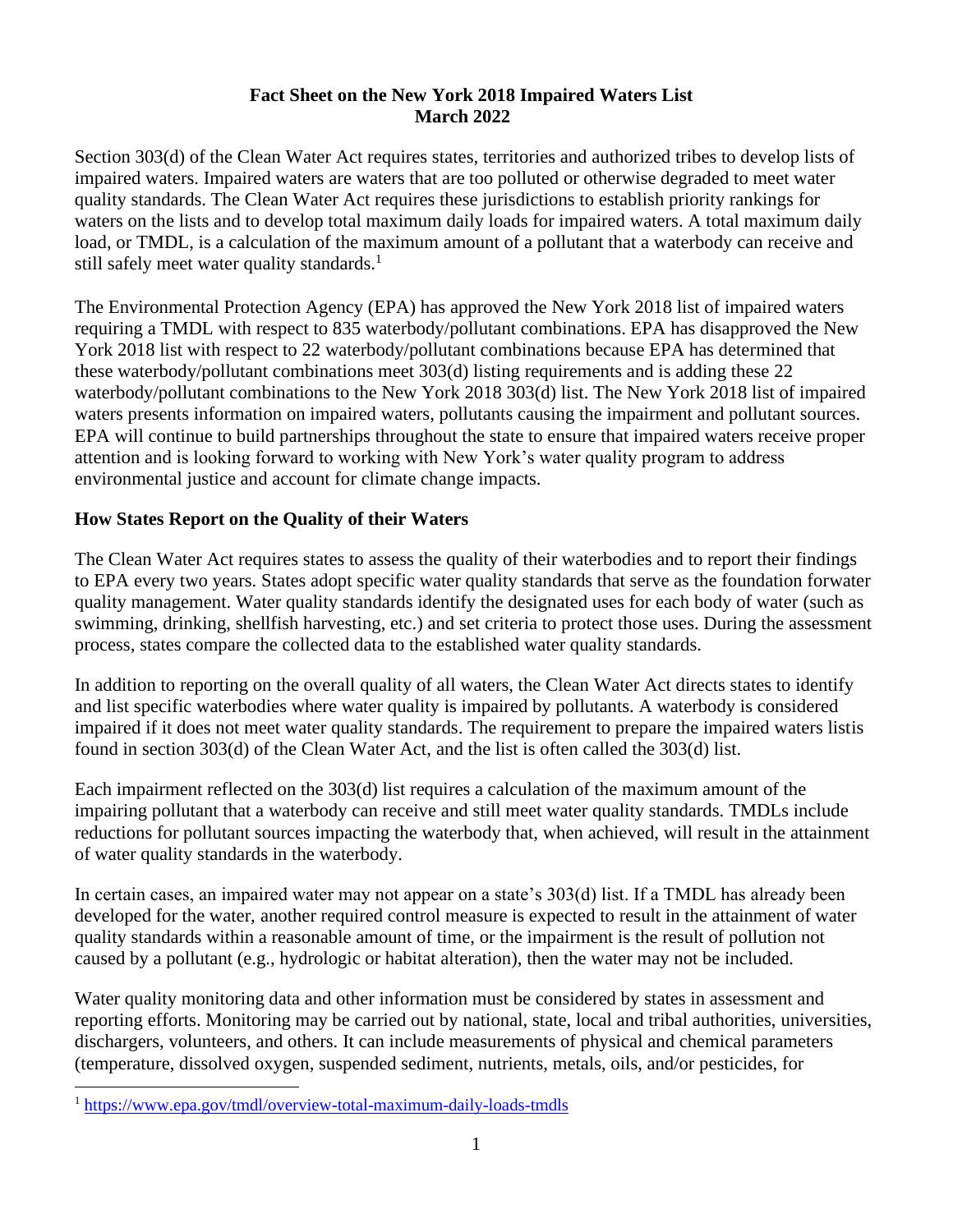# Fact Sheet on the New York 2018 Impaired Waters List
## March 2022

Section 303(d) of the Clean Water Act requires states, territories and authorized tribes to develop lists of impaired waters. Impaired waters are waters that are too polluted or otherwise degraded to meet water quality standards. The Clean Water Act requires these jurisdictions to establish priority rankings for waters on the lists and to develop total maximum daily loads for impaired waters. A total maximum daily load, or TMDL, is a calculation of the maximum amount of a pollutant that a waterbody can receive and still safely meet water quality standards.[1]

The Environmental Protection Agency (EPA) has approved the New York 2018 list of impaired waters requiring a TMDL with respect to 835 waterbody/pollutant combinations. EPA has disapproved the New York 2018 list with respect to 22 waterbody/pollutant combinations because EPA has determined that these waterbody/pollutant combinations meet 303(d) listing requirements and is adding these 22 waterbody/pollutant combinations to the New York 2018 303(d) list. The New York 2018 list of impaired waters presents information on impaired waters, pollutants causing the impairment and pollutant sources. EPA will continue to build partnerships throughout the state to ensure that impaired waters receive proper attention and is looking forward to working with New York's water quality program to address environmental justice and account for climate change impacts.

### How States Report on the Quality of their Waters

The Clean Water Act requires states to assess the quality of their waterbodies and to report their findings to EPA every two years. States adopt specific water quality standards that serve as the foundation forwater quality management. Water quality standards identify the designated uses for each body of water (such as swimming, drinking, shellfish harvesting, etc.) and set criteria to protect those uses. During the assessment process, states compare the collected data to the established water quality standards.

In addition to reporting on the overall quality of all waters, the Clean Water Act directs states to identify and list specific waterbodies where water quality is impaired by pollutants. A waterbody is considered impaired if it does not meet water quality standards. The requirement to prepare the impaired waters listis found in section 303(d) of the Clean Water Act, and the list is often called the 303(d) list.

Each impairment reflected on the 303(d) list requires a calculation of the maximum amount of the impairing pollutant that a waterbody can receive and still meet water quality standards. TMDLs include reductions for pollutant sources impacting the waterbody that, when achieved, will result in the attainment of water quality standards in the waterbody.

In certain cases, an impaired water may not appear on a state's 303(d) list. If a TMDL has already been developed for the water, another required control measure is expected to result in the attainment of water quality standards within a reasonable amount of time, or the impairment is the result of pollution not caused by a pollutant (e.g., hydrologic or habitat alteration), then the water may not be included.

Water quality monitoring data and other information must be considered by states in assessment and reporting efforts. Monitoring may be carried out by national, state, local and tribal authorities, universities, dischargers, volunteers, and others. It can include measurements of physical and chemical parameters (temperature, dissolved oxygen, suspended sediment, nutrients, metals, oils, and/or pesticides, for

[1] https://www.epa.gov/tmdl/overview-total-maximum-daily-loads-tmdls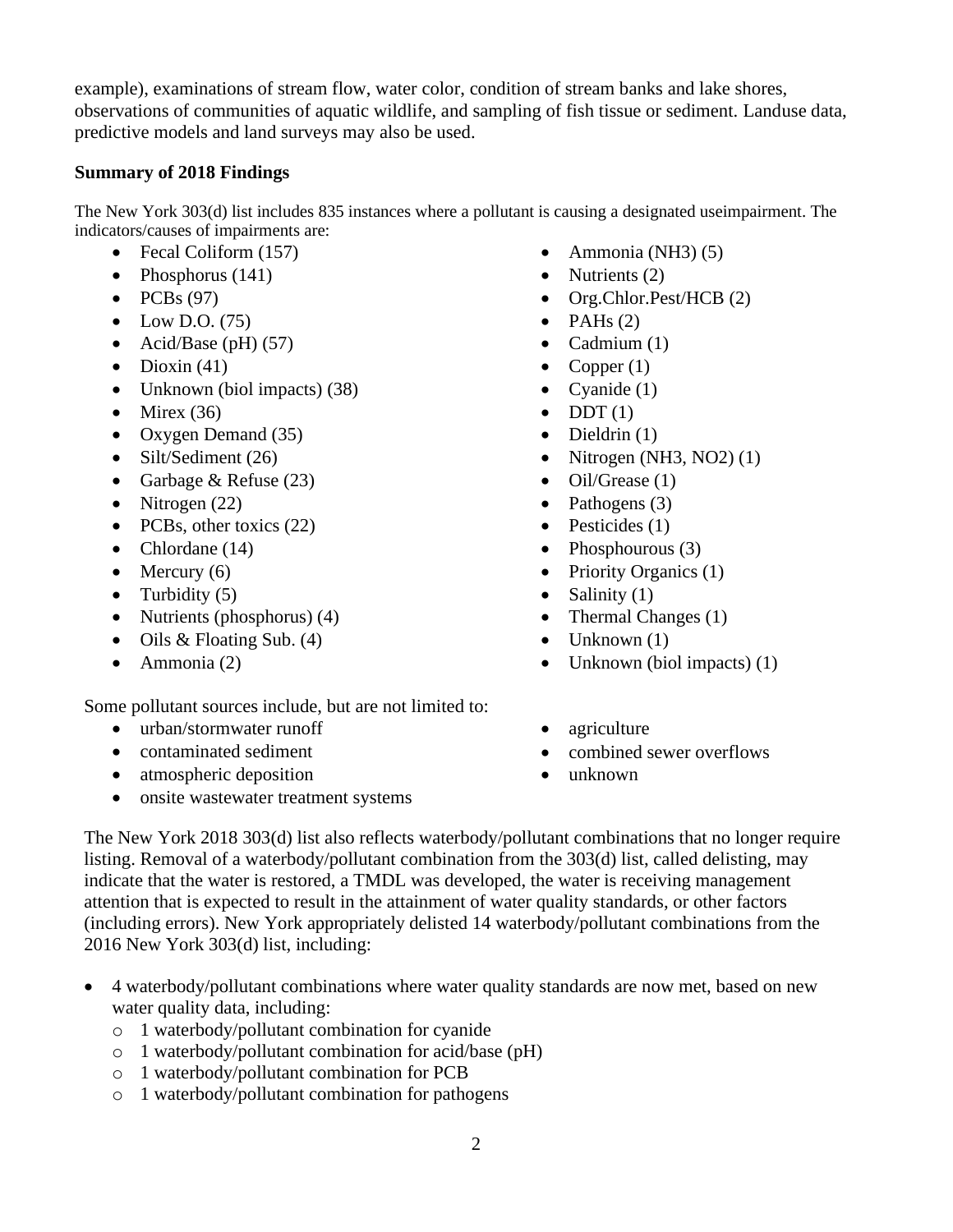example), examinations of stream flow, water color, condition of stream banks and lake shores, observations of communities of aquatic wildlife, and sampling of fish tissue or sediment. Landuse data, predictive models and land surveys may also be used.

**Summary of 2018 Findings**

The New York 303(d) list includes 835 instances where a pollutant is causing a designated useimpairment. The indicators/causes of impairments are:

- Fecal Coliform (157)
- Phosphorus (141)
- PCBs (97)
- Low D.O. (75)
- Acid/Base (pH) (57)
- Dioxin (41)
- Unknown (biol impacts) (38)
- Mirex (36)
- Oxygen Demand (35)
- Silt/Sediment (26)
- Garbage & Refuse (23)
- Nitrogen (22)
- PCBs, other toxics (22)
- Chlordane (14)
- Mercury (6)
- Turbidity (5)
- Nutrients (phosphorus) (4)
- Oils & Floating Sub. (4)
- Ammonia (2)
- Ammonia (NH3) (5)
- Nutrients (2)
- Org.Chlor.Pest/HCB (2)
- PAHs (2)
- Cadmium (1)
- Copper (1)
- Cyanide (1)
- DDT (1)
- Dieldrin (1)
- Nitrogen (NH3, NO2) (1)
- Oil/Grease (1)
- Pathogens (3)
- Pesticides (1)
- Phosphourous (3)
- Priority Organics (1)
- Salinity (1)
- Thermal Changes (1)
- Unknown (1)
- Unknown (biol impacts) (1)

Some pollutant sources include, but are not limited to:

- urban/stormwater runoff
- contaminated sediment
- atmospheric deposition
- onsite wastewater treatment systems
- agriculture
- combined sewer overflows
- unknown

The New York 2018 303(d) list also reflects waterbody/pollutant combinations that no longer require listing. Removal of a waterbody/pollutant combination from the 303(d) list, called delisting, may indicate that the water is restored, a TMDL was developed, the water is receiving management attention that is expected to result in the attainment of water quality standards, or other factors (including errors). New York appropriately delisted 14 waterbody/pollutant combinations from the 2016 New York 303(d) list, including:

- 4 waterbody/pollutant combinations where water quality standards are now met, based on new water quality data, including:
  - 1 waterbody/pollutant combination for cyanide
  - 1 waterbody/pollutant combination for acid/base (pH)
  - 1 waterbody/pollutant combination for PCB
  - 1 waterbody/pollutant combination for pathogens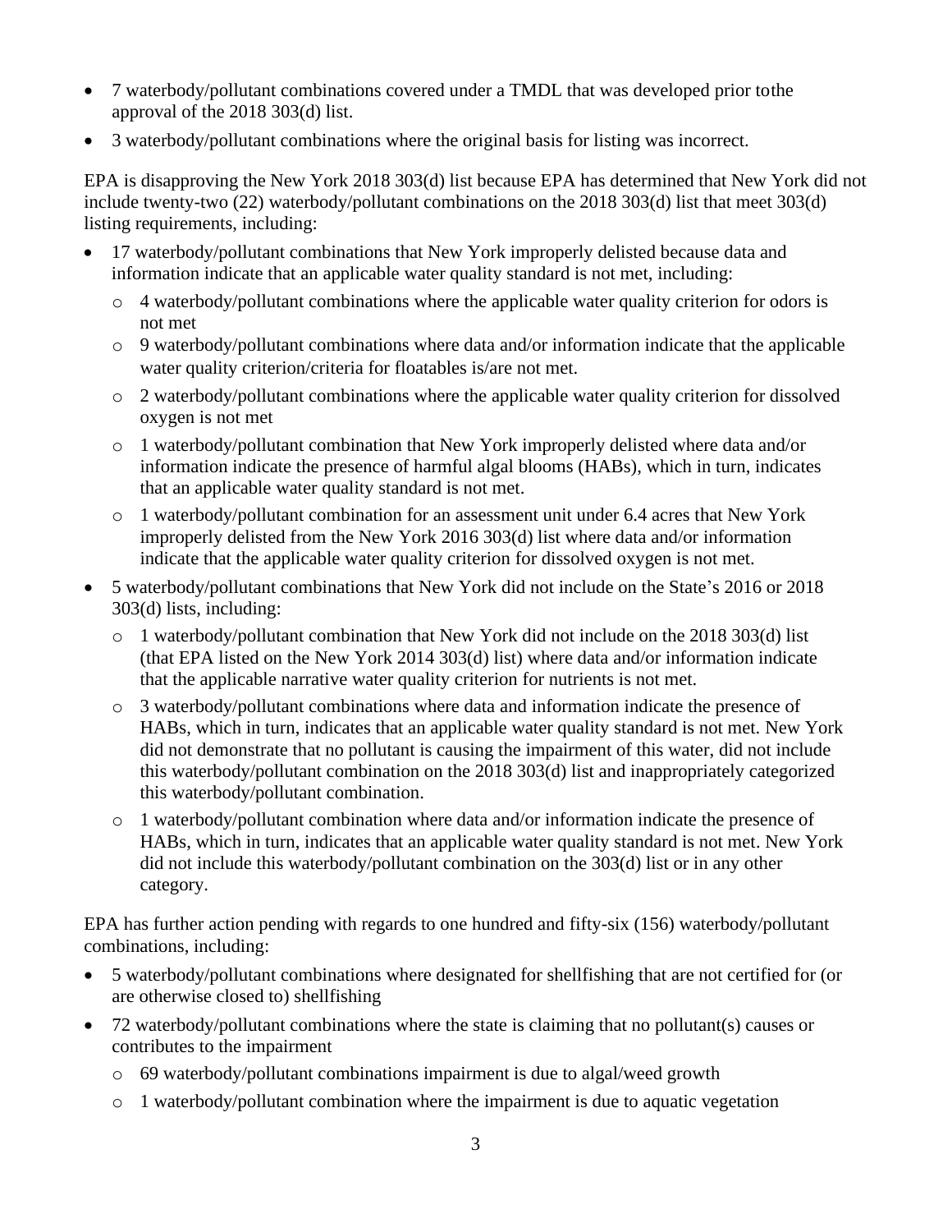- 7 waterbody/pollutant combinations covered under a TMDL that was developed prior tothe approval of the 2018 303(d) list.
- 3 waterbody/pollutant combinations where the original basis for listing was incorrect.

EPA is disapproving the New York 2018 303(d) list because EPA has determined that New York did not include twenty-two (22) waterbody/pollutant combinations on the 2018 303(d) list that meet 303(d) listing requirements, including:

- 17 waterbody/pollutant combinations that New York improperly delisted because data and information indicate that an applicable water quality standard is not met, including:
  - 4 waterbody/pollutant combinations where the applicable water quality criterion for odors is not met
  - 9 waterbody/pollutant combinations where data and/or information indicate that the applicable water quality criterion/criteria for floatables is/are not met.
  - 2 waterbody/pollutant combinations where the applicable water quality criterion for dissolved oxygen is not met
  - 1 waterbody/pollutant combination that New York improperly delisted where data and/or information indicate the presence of harmful algal blooms (HABs), which in turn, indicates that an applicable water quality standard is not met.
  - 1 waterbody/pollutant combination for an assessment unit under 6.4 acres that New York improperly delisted from the New York 2016 303(d) list where data and/or information indicate that the applicable water quality criterion for dissolved oxygen is not met.
- 5 waterbody/pollutant combinations that New York did not include on the State's 2016 or 2018 303(d) lists, including:
  - 1 waterbody/pollutant combination that New York did not include on the 2018 303(d) list (that EPA listed on the New York 2014 303(d) list) where data and/or information indicate that the applicable narrative water quality criterion for nutrients is not met.
  - 3 waterbody/pollutant combinations where data and information indicate the presence of HABs, which in turn, indicates that an applicable water quality standard is not met. New York did not demonstrate that no pollutant is causing the impairment of this water, did not include this waterbody/pollutant combination on the 2018 303(d) list and inappropriately categorized this waterbody/pollutant combination.
  - 1 waterbody/pollutant combination where data and/or information indicate the presence of HABs, which in turn, indicates that an applicable water quality standard is not met. New York did not include this waterbody/pollutant combination on the 303(d) list or in any other category.

EPA has further action pending with regards to one hundred and fifty-six (156) waterbody/pollutant combinations, including:

- 5 waterbody/pollutant combinations where designated for shellfishing that are not certified for (or are otherwise closed to) shellfishing
- 72 waterbody/pollutant combinations where the state is claiming that no pollutant(s) causes or contributes to the impairment
  - 69 waterbody/pollutant combinations impairment is due to algal/weed growth
  - 1 waterbody/pollutant combination where the impairment is due to aquatic vegetation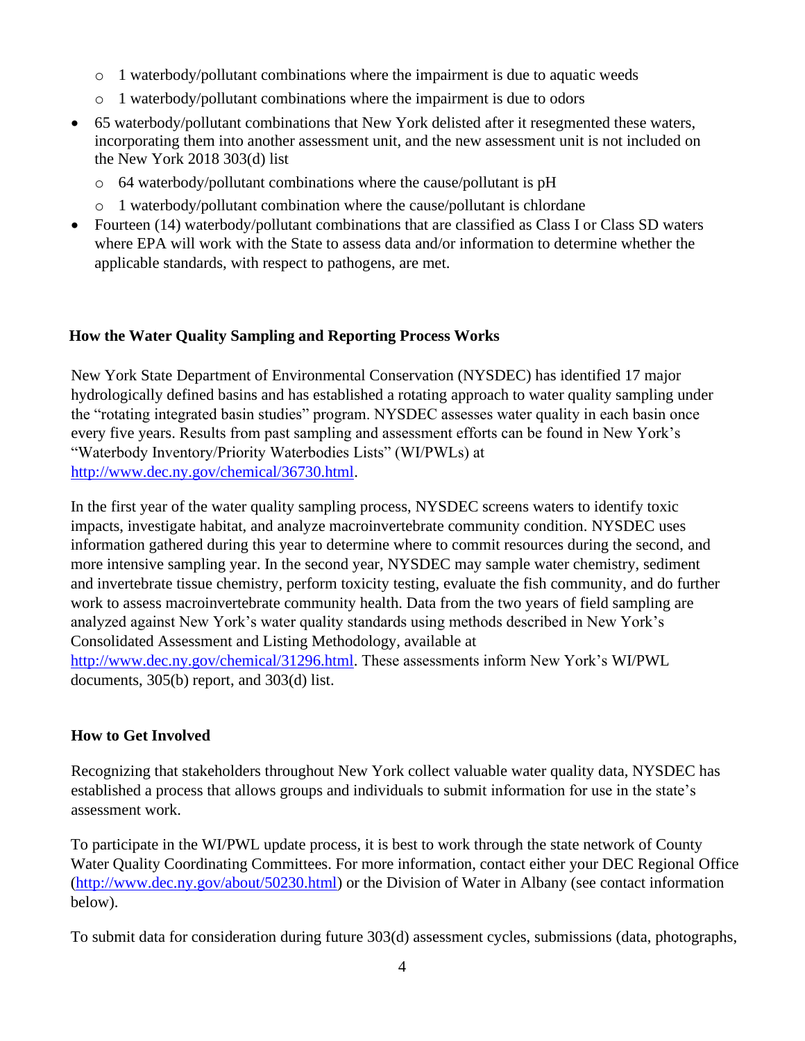- 1 waterbody/pollutant combinations where the impairment is due to aquatic weeds
    - 1 waterbody/pollutant combinations where the impairment is due to odors
- 65 waterbody/pollutant combinations that New York delisted after it resegmented these waters, incorporating them into another assessment unit, and the new assessment unit is not included on the New York 2018 303(d) list
    - 64 waterbody/pollutant combinations where the cause/pollutant is pH
    - 1 waterbody/pollutant combination where the cause/pollutant is chlordane
- Fourteen (14) waterbody/pollutant combinations that are classified as Class I or Class SD waters where EPA will work with the State to assess data and/or information to determine whether the applicable standards, with respect to pathogens, are met.

## How the Water Quality Sampling and Reporting Process Works

New York State Department of Environmental Conservation (NYSDEC) has identified 17 major hydrologically defined basins and has established a rotating approach to water quality sampling under the "rotating integrated basin studies" program. NYSDEC assesses water quality in each basin once every five years. Results from past sampling and assessment efforts can be found in New York's "Waterbody Inventory/Priority Waterbodies Lists" (WI/PWLs) at http://www.dec.ny.gov/chemical/36730.html.

In the first year of the water quality sampling process, NYSDEC screens waters to identify toxic impacts, investigate habitat, and analyze macroinvertebrate community condition. NYSDEC uses information gathered during this year to determine where to commit resources during the second, and more intensive sampling year. In the second year, NYSDEC may sample water chemistry, sediment and invertebrate tissue chemistry, perform toxicity testing, evaluate the fish community, and do further work to assess macroinvertebrate community health. Data from the two years of field sampling are analyzed against New York's water quality standards using methods described in New York's Consolidated Assessment and Listing Methodology, available at http://www.dec.ny.gov/chemical/31296.html. These assessments inform New York's WI/PWL documents, 305(b) report, and 303(d) list.

## How to Get Involved

Recognizing that stakeholders throughout New York collect valuable water quality data, NYSDEC has established a process that allows groups and individuals to submit information for use in the state's assessment work.

To participate in the WI/PWL update process, it is best to work through the state network of County Water Quality Coordinating Committees. For more information, contact either your DEC Regional Office (http://www.dec.ny.gov/about/50230.html) or the Division of Water in Albany (see contact information below).

To submit data for consideration during future 303(d) assessment cycles, submissions (data, photographs,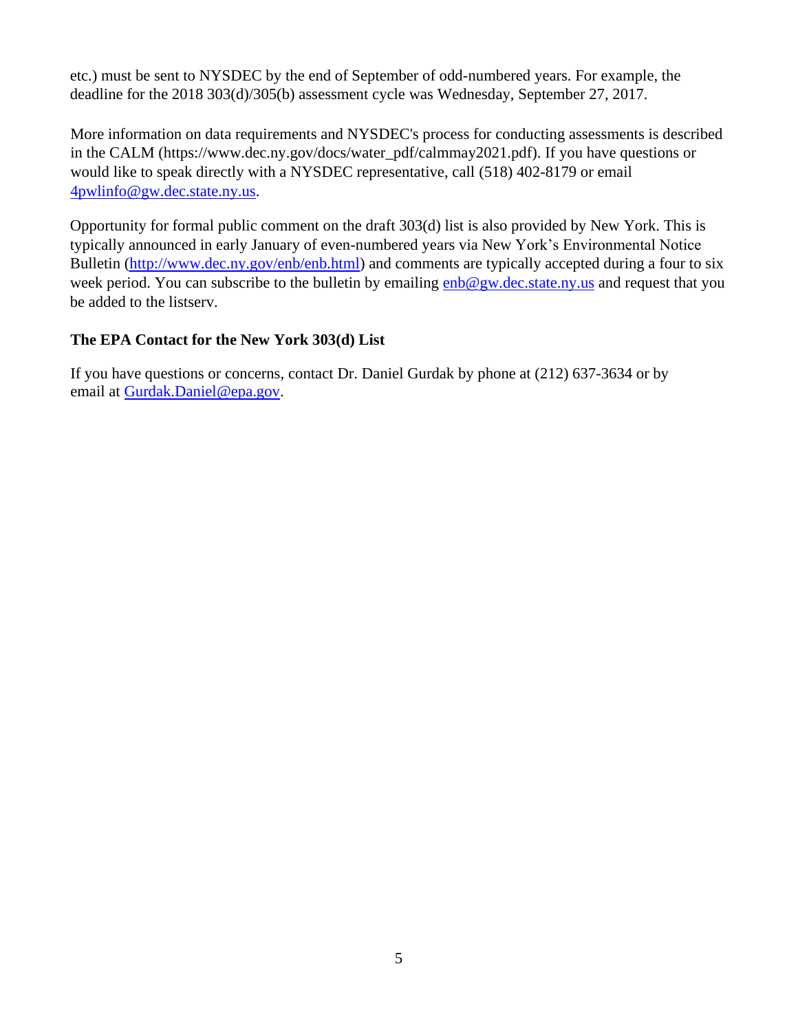etc.) must be sent to NYSDEC by the end of September of odd-numbered years. For example, the deadline for the 2018 303(d)/305(b) assessment cycle was Wednesday, September 27, 2017.

More information on data requirements and NYSDEC's process for conducting assessments is described in the CALM (https://www.dec.ny.gov/docs/water_pdf/calmmay2021.pdf). If you have questions or would like to speak directly with a NYSDEC representative, call (518) 402-8179 or email 4pwlinfo@gw.dec.state.ny.us.

Opportunity for formal public comment on the draft 303(d) list is also provided by New York. This is typically announced in early January of even-numbered years via New York's Environmental Notice Bulletin (http://www.dec.ny.gov/enb/enb.html) and comments are typically accepted during a four to six week period. You can subscribe to the bulletin by emailing enb@gw.dec.state.ny.us and request that you be added to the listserv.

### The EPA Contact for the New York 303(d) List

If you have questions or concerns, contact Dr. Daniel Gurdak by phone at (212) 637-3634 or by email at Gurdak.Daniel@epa.gov.